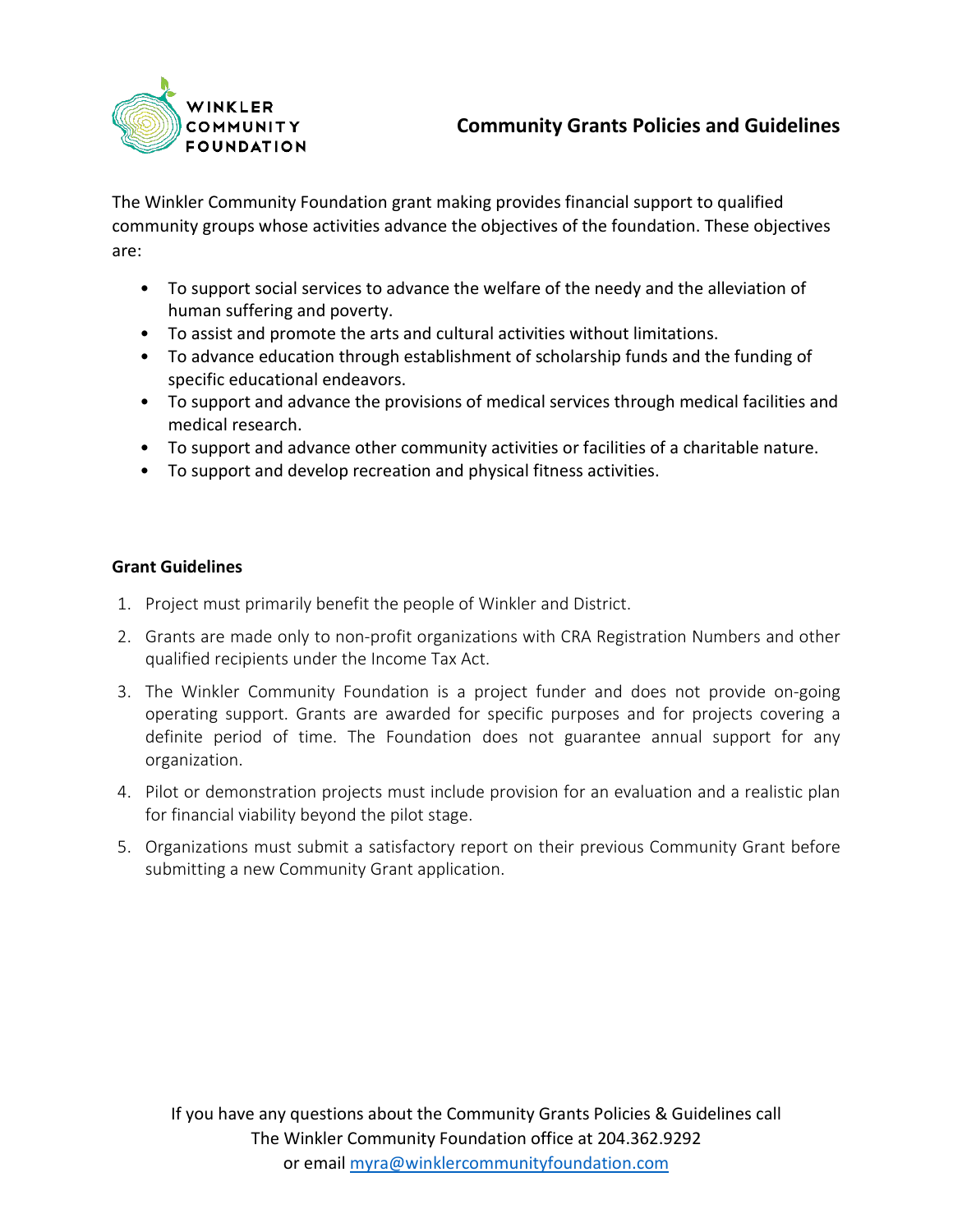# Community Grants Policies and Guidelines

The Winkler Community Foundation grant making provides financial support to qualified community groups whose activities advance the objectives of the foundation. These objectives are:

- To support social services to advance the welfare of the needy and the alleviation of human suffering and poverty.
- To assist and promote the arts and cultural activities without limitations.
- To advance education through establishment of scholarship funds and the funding of specific educational endeavors.
- To support and advance the provisions of medical services through medical facilities and medical research.
- To support and advance other community activities or facilities of a charitable nature.
- To support and develop recreation and physical fitness activities.

**Grant Guidelines**

1. Project must primarily benefit the people of Winkler and District.
2. Grants are made only to non-profit organizations with CRA Registration Numbers and other qualified recipients under the Income Tax Act.
3. The Winkler Community Foundation is a project funder and does not provide on-going operating support. Grants are awarded for specific purposes and for projects covering a definite period of time. The Foundation does not guarantee annual support for any organization.
4. Pilot or demonstration projects must include provision for an evaluation and a realistic plan for financial viability beyond the pilot stage.
5. Organizations must submit a satisfactory report on their previous Community Grant before submitting a new Community Grant application.

If you have any questions about the Community Grants Policies & Guidelines call The Winkler Community Foundation office at 204.362.9292 or email [myra@winklercommunityfoundation.com](mailto:myra@winklercommunityfoundation.com)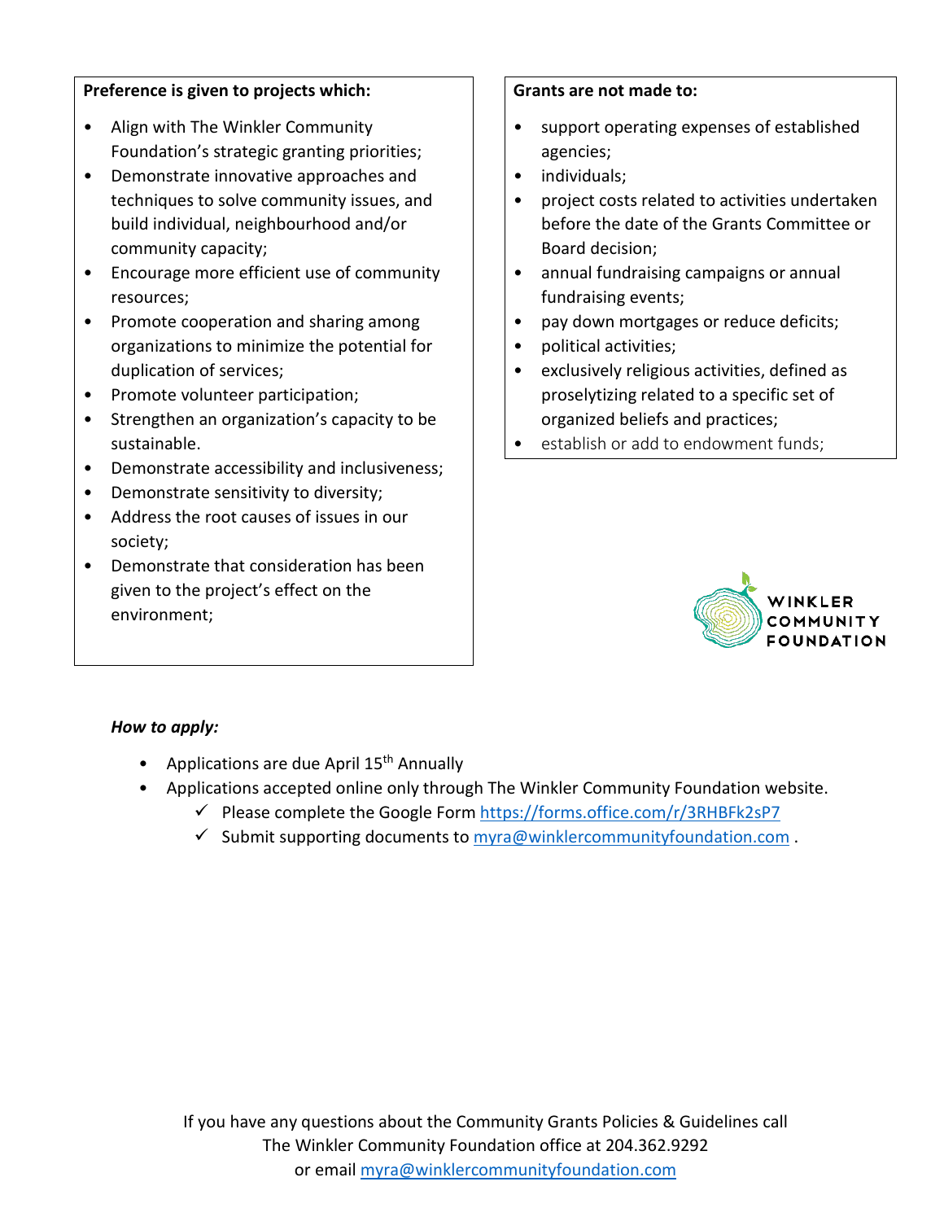**Preference is given to projects which:**

- Align with The Winkler Community Foundation's strategic granting priorities;
- Demonstrate innovative approaches and techniques to solve community issues, and build individual, neighbourhood and/or community capacity;
- Encourage more efficient use of community resources;
- Promote cooperation and sharing among organizations to minimize the potential for duplication of services;
- Promote volunteer participation;
- Strengthen an organization's capacity to be sustainable.
- Demonstrate accessibility and inclusiveness;
- Demonstrate sensitivity to diversity;
- Address the root causes of issues in our society;
- Demonstrate that consideration has been given to the project's effect on the environment;

**Grants are not made to:**

- support operating expenses of established agencies;
- individuals;
- project costs related to activities undertaken before the date of the Grants Committee or Board decision;
- annual fundraising campaigns or annual fundraising events;
- pay down mortgages or reduce deficits;
- political activities;
- exclusively religious activities, defined as proselytizing related to a specific set of organized beliefs and practices;
- establish or add to endowment funds;

WINKLER COMMUNITY FOUNDATION

***How to apply:***

- Applications are due April 15th Annually
- Applications accepted online only through The Winkler Community Foundation website.
  - ✓ Please complete the Google Form https://forms.office.com/r/3RHBFk2sP7
  - ✓ Submit supporting documents to myra@winklercommunityfoundation.com .

If you have any questions about the Community Grants Policies & Guidelines call The Winkler Community Foundation office at 204.362.9292 or email myra@winklercommunityfoundation.com